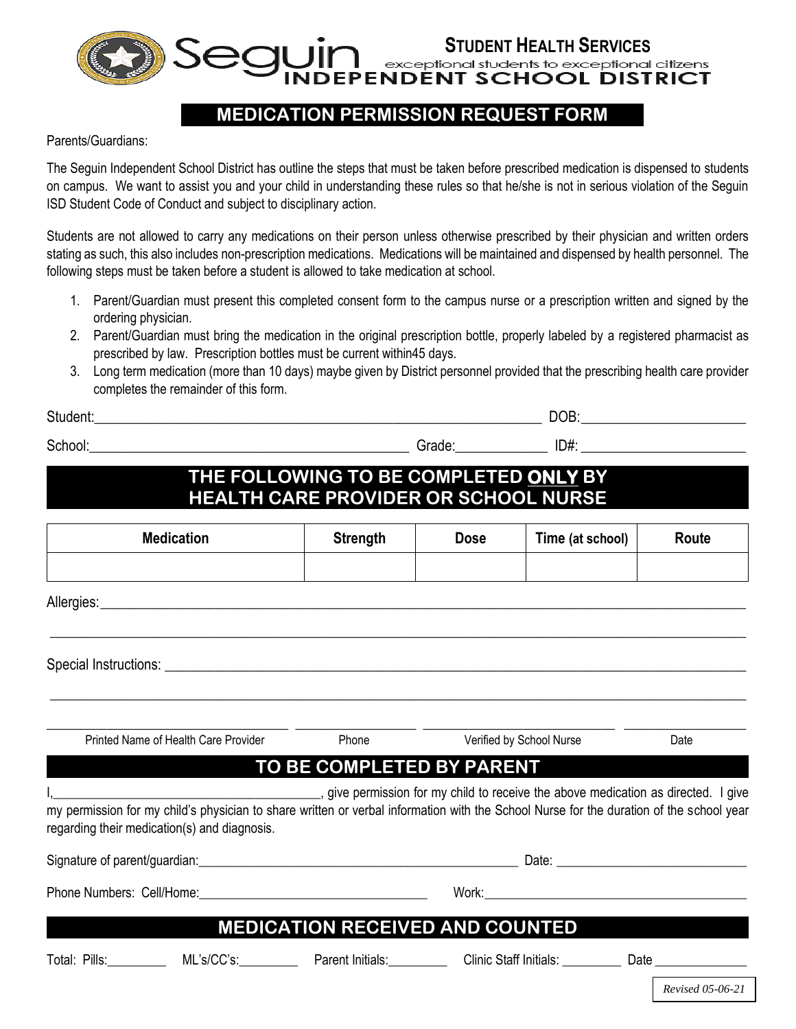**STUDENT HEALTH SERVICES**

Seguin INDEPENDENT SCHOOL DISTRICT

exceptional students to exceptional citizens

# MEDICATION PERMISSION REQUEST FORM

Parents/Guardians:

The Seguin Independent School District has outline the steps that must be taken before prescribed medication is dispensed to students on campus. We want to assist you and your child in understanding these rules so that he/she is not in serious violation of the Seguin ISD Student Code of Conduct and subject to disciplinary action.

Students are not allowed to carry any medications on their person unless otherwise prescribed by their physician and written orders stating as such, this also includes non-prescription medications. Medications will be maintained and dispensed by health personnel. The following steps must be taken before a student is allowed to take medication at school.

1. Parent/Guardian must present this completed consent form to the campus nurse or a prescription written and signed by the ordering physician.
2. Parent/Guardian must bring the medication in the original prescription bottle, properly labeled by a registered pharmacist as prescribed by law. Prescription bottles must be current within45 days.
3. Long term medication (more than 10 days) maybe given by District personnel provided that the prescribing health care provider completes the remainder of this form.

Student:_________________________________________________ DOB:____________________

School:___________________________________ Grade:__________ ID#: ____________________

## THE FOLLOWING TO BE COMPLETED ONLY BY HEALTH CARE PROVIDER OR SCHOOL NURSE

| Medication | Strength | Dose | Time (at school) | Route |
|---|---|---|---|---|
| | | | | |

Allergies:__________________________________________________________________________

___________________________________________________________________________________

Special Instructions: ________________________________________________________________

___________________________________________________________________________________

_____________________________ ______________ _______________________ ______________

Printed Name of Health Care Provider | Phone | Verified by School Nurse | Date

## TO BE COMPLETED BY PARENT

I,________________________________, give permission for my child to receive the above medication as directed. I give my permission for my child's physician to share written or verbal information with the School Nurse for the duration of the school year regarding their medication(s) and diagnosis.

Signature of parent/guardian:________________________________________ Date: ______________________

Phone Numbers: Cell/Home:____________________________ Work:________________________________

## MEDICATION RECEIVED AND COUNTED

Total: Pills:_________ ML's/CC's:_________ Parent Initials:_________ Clinic Staff Initials: _________ Date ______________

*Revised 05-06-21*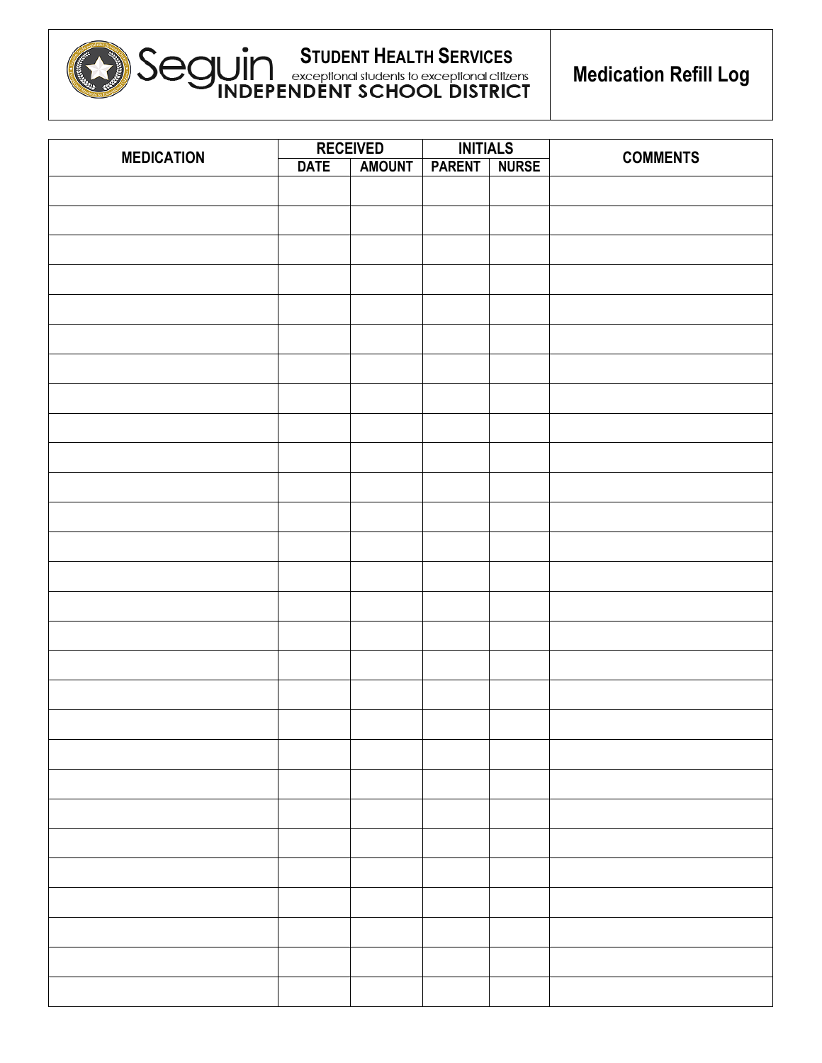Seguin INDEPENDENT SCHOOL DISTRICT

**STUDENT HEALTH SERVICES**

exceptional students to exceptional citizens

# Medication Refill Log

| MEDICATION | RECEIVED | | INITIALS | | COMMENTS |
|---|---|---|---|---|---|
| | DATE | AMOUNT | PARENT | NURSE | |
| | | | | | |
| | | | | | |
| | | | | | |
| | | | | | |
| | | | | | |
| | | | | | |
| | | | | | |
| | | | | | |
| | | | | | |
| | | | | | |
| | | | | | |
| | | | | | |
| | | | | | |
| | | | | | |
| | | | | | |
| | | | | | |
| | | | | | |
| | | | | | |
| | | | | | |
| | | | | | |
| | | | | | |
| | | | | | |
| | | | | | |
| | | | | | |
| | | | | | |
| | | | | | |
| | | | | | |
| | | | | | |